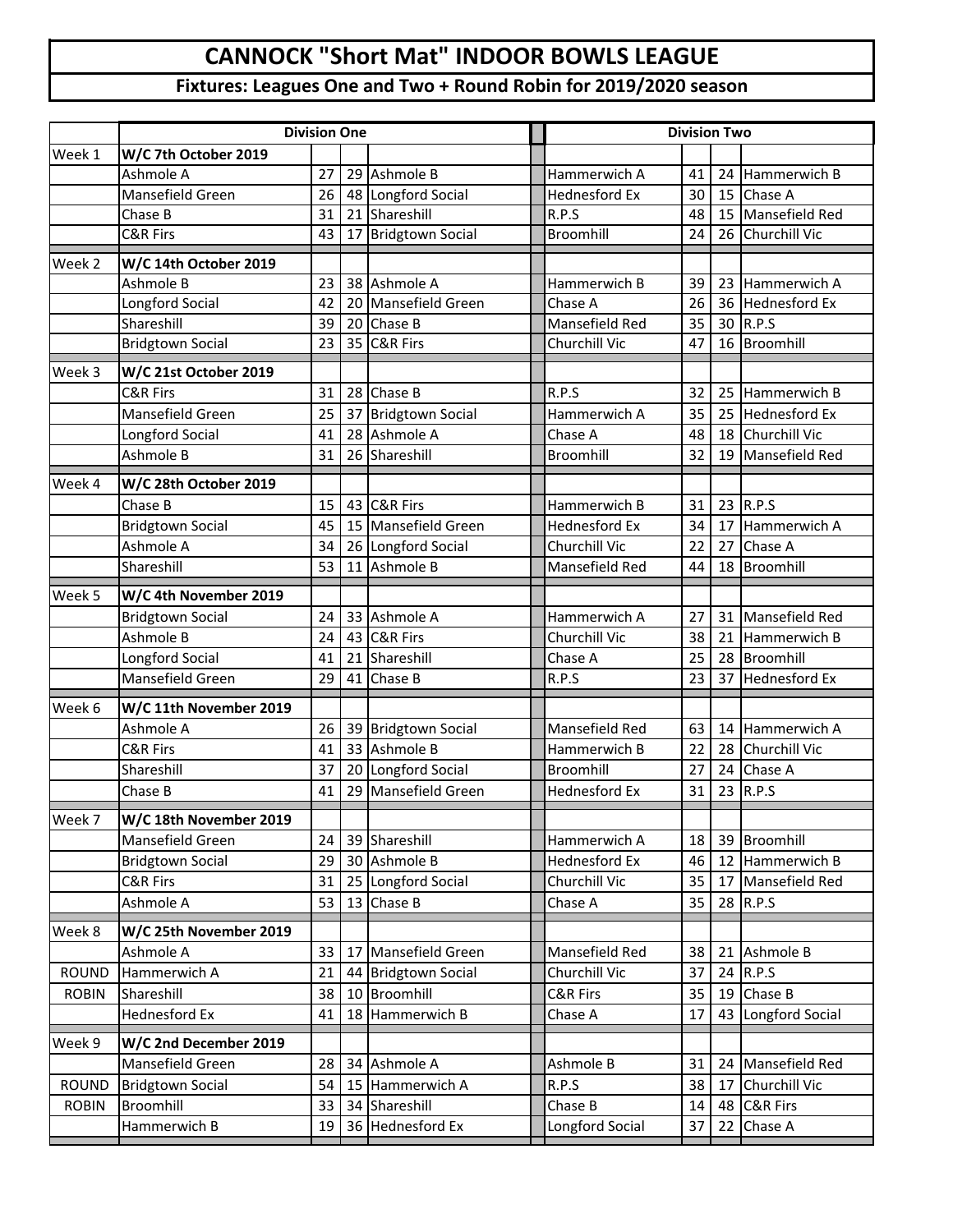# CANNOCK "Short Mat" INDOOR BOWLS LEAGUE

## Fixtures: Leagues One and Two + Round Robin for 2019/2020 season

| | Division One | | | | | Division Two | | | |
|---|---|---|---|---|---|---|---|---|---|
| Week 1 | **W/C 7th October 2019** | | | | | | | | |
| | Ashmole A | 27 | 29 | Ashmole B | | Hammerwich A | 41 | 24 | Hammerwich B |
| | Mansefield Green | 26 | 48 | Longford Social | | Hednesford Ex | 30 | 15 | Chase A |
| | Chase B | 31 | 21 | Shareshill | | R.P.S | 48 | 15 | Mansefield Red |
| | C&R Firs | 43 | 17 | Bridgtown Social | | Broomhill | 24 | 26 | Churchill Vic |
| Week 2 | **W/C 14th October 2019** | | | | | | | | |
| | Ashmole B | 23 | 38 | Ashmole A | | Hammerwich B | 39 | 23 | Hammerwich A |
| | Longford Social | 42 | 20 | Mansefield Green | | Chase A | 26 | 36 | Hednesford Ex |
| | Shareshill | 39 | 20 | Chase B | | Mansefield Red | 35 | 30 | R.P.S |
| | Bridgtown Social | 23 | 35 | C&R Firs | | Churchill Vic | 47 | 16 | Broomhill |
| Week 3 | **W/C 21st October 2019** | | | | | | | | |
| | C&R Firs | 31 | 28 | Chase B | | R.P.S | 32 | 25 | Hammerwich B |
| | Mansefield Green | 25 | 37 | Bridgtown Social | | Hammerwich A | 35 | 25 | Hednesford Ex |
| | Longford Social | 41 | 28 | Ashmole A | | Chase A | 48 | 18 | Churchill Vic |
| | Ashmole B | 31 | 26 | Shareshill | | Broomhill | 32 | 19 | Mansefield Red |
| Week 4 | **W/C 28th October 2019** | | | | | | | | |
| | Chase B | 15 | 43 | C&R Firs | | Hammerwich B | 31 | 23 | R.P.S |
| | Bridgtown Social | 45 | 15 | Mansefield Green | | Hednesford Ex | 34 | 17 | Hammerwich A |
| | Ashmole A | 34 | 26 | Longford Social | | Churchill Vic | 22 | 27 | Chase A |
| | Shareshill | 53 | 11 | Ashmole B | | Mansefield Red | 44 | 18 | Broomhill |
| Week 5 | **W/C 4th November 2019** | | | | | | | | |
| | Bridgtown Social | 24 | 33 | Ashmole A | | Hammerwich A | 27 | 31 | Mansefield Red |
| | Ashmole B | 24 | 43 | C&R Firs | | Churchill Vic | 38 | 21 | Hammerwich B |
| | Longford Social | 41 | 21 | Shareshill | | Chase A | 25 | 28 | Broomhill |
| | Mansefield Green | 29 | 41 | Chase B | | R.P.S | 23 | 37 | Hednesford Ex |
| Week 6 | **W/C 11th November 2019** | | | | | | | | |
| | Ashmole A | 26 | 39 | Bridgtown Social | | Mansefield Red | 63 | 14 | Hammerwich A |
| | C&R Firs | 41 | 33 | Ashmole B | | Hammerwich B | 22 | 28 | Churchill Vic |
| | Shareshill | 37 | 20 | Longford Social | | Broomhill | 27 | 24 | Chase A |
| | Chase B | 41 | 29 | Mansefield Green | | Hednesford Ex | 31 | 23 | R.P.S |
| Week 7 | **W/C 18th November 2019** | | | | | | | | |
| | Mansefield Green | 24 | 39 | Shareshill | | Hammerwich A | 18 | 39 | Broomhill |
| | Bridgtown Social | 29 | 30 | Ashmole B | | Hednesford Ex | 46 | 12 | Hammerwich B |
| | C&R Firs | 31 | 25 | Longford Social | | Churchill Vic | 35 | 17 | Mansefield Red |
| | Ashmole A | 53 | 13 | Chase B | | Chase A | 35 | 28 | R.P.S |
| Week 8 | **W/C 25th November 2019** | | | | | | | | |
| | Ashmole A | 33 | 17 | Mansefield Green | | Mansefield Red | 38 | 21 | Ashmole B |
| ROUND | Hammerwich A | 21 | 44 | Bridgtown Social | | Churchill Vic | 37 | 24 | R.P.S |
| ROBIN | Shareshill | 38 | 10 | Broomhill | | C&R Firs | 35 | 19 | Chase B |
| | Hednesford Ex | 41 | 18 | Hammerwich B | | Chase A | 17 | 43 | Longford Social |
| Week 9 | **W/C 2nd December 2019** | | | | | | | | |
| | Mansefield Green | 28 | 34 | Ashmole A | | Ashmole B | 31 | 24 | Mansefield Red |
| ROUND | Bridgtown Social | 54 | 15 | Hammerwich A | | R.P.S | 38 | 17 | Churchill Vic |
| ROBIN | Broomhill | 33 | 34 | Shareshill | | Chase B | 14 | 48 | C&R Firs |
| | Hammerwich B | 19 | 36 | Hednesford Ex | | Longford Social | 37 | 22 | Chase A |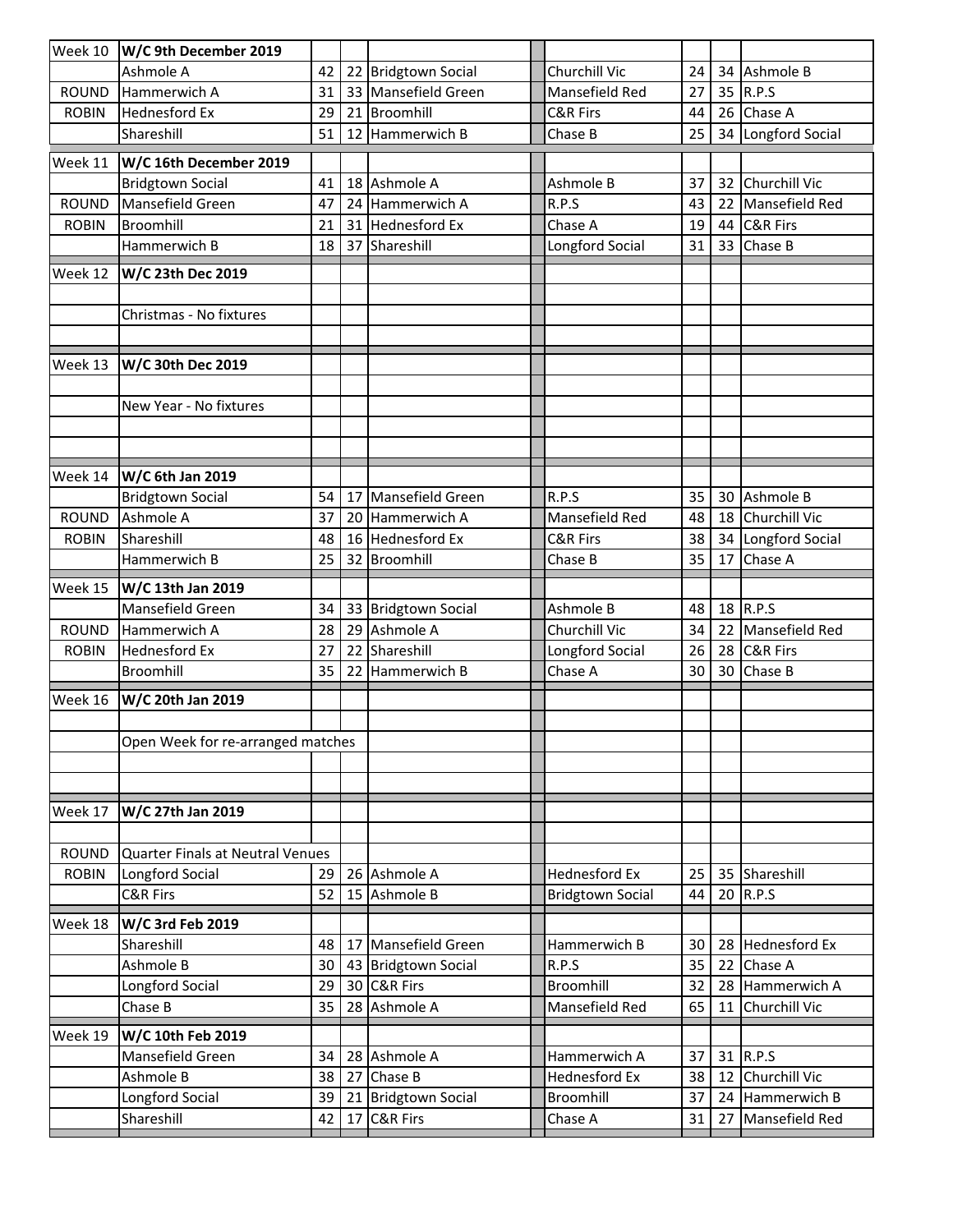| Week | Fixture | | | | Fixture | | | |
|---|---|---|---|---|---|---|---|---|
| Week 10 | **W/C 9th December 2019** | | | | | | | |
| | Ashmole A | 42 | 22 | Bridgtown Social | Churchill Vic | 24 | 34 | Ashmole B |
| ROUND | Hammerwich A | 31 | 33 | Mansefield Green | Mansefield Red | 27 | 35 | R.P.S |
| ROBIN | Hednesford Ex | 29 | 21 | Broomhill | C&R Firs | 44 | 26 | Chase A |
| | Shareshill | 51 | 12 | Hammerwich B | Chase B | 25 | 34 | Longford Social |
| Week 11 | **W/C 16th December 2019** | | | | | | | |
| | Bridgtown Social | 41 | 18 | Ashmole A | Ashmole B | 37 | 32 | Churchill Vic |
| ROUND | Mansefield Green | 47 | 24 | Hammerwich A | R.P.S | 43 | 22 | Mansefield Red |
| ROBIN | Broomhill | 21 | 31 | Hednesford Ex | Chase A | 19 | 44 | C&R Firs |
| | Hammerwich B | 18 | 37 | Shareshill | Longford Social | 31 | 33 | Chase B |
| Week 12 | **W/C 23th Dec 2019** | | | | | | | |
| | Christmas - No fixtures | | | | | | | |
| Week 13 | **W/C 30th Dec 2019** | | | | | | | |
| | New Year - No fixtures | | | | | | | |
| Week 14 | **W/C 6th Jan 2019** | | | | | | | |
| | Bridgtown Social | 54 | 17 | Mansefield Green | R.P.S | 35 | 30 | Ashmole B |
| ROUND | Ashmole A | 37 | 20 | Hammerwich A | Mansefield Red | 48 | 18 | Churchill Vic |
| ROBIN | Shareshill | 48 | 16 | Hednesford Ex | C&R Firs | 38 | 34 | Longford Social |
| | Hammerwich B | 25 | 32 | Broomhill | Chase B | 35 | 17 | Chase A |
| Week 15 | **W/C 13th Jan 2019** | | | | | | | |
| | Mansefield Green | 34 | 33 | Bridgtown Social | Ashmole B | 48 | 18 | R.P.S |
| ROUND | Hammerwich A | 28 | 29 | Ashmole A | Churchill Vic | 34 | 22 | Mansefield Red |
| ROBIN | Hednesford Ex | 27 | 22 | Shareshill | Longford Social | 26 | 28 | C&R Firs |
| | Broomhill | 35 | 22 | Hammerwich B | Chase A | 30 | 30 | Chase B |
| Week 16 | **W/C 20th Jan 2019** | | | | | | | |
| | Open Week for re-arranged matches | | | | | | | |
| Week 17 | **W/C 27th Jan 2019** | | | | | | | |
| ROUND | Quarter Finals at Neutral Venues | | | | | | | |
| ROBIN | Longford Social | 29 | 26 | Ashmole A | Hednesford Ex | 25 | 35 | Shareshill |
| | C&R Firs | 52 | 15 | Ashmole B | Bridgtown Social | 44 | 20 | R.P.S |
| Week 18 | **W/C 3rd Feb 2019** | | | | | | | |
| | Shareshill | 48 | 17 | Mansefield Green | Hammerwich B | 30 | 28 | Hednesford Ex |
| | Ashmole B | 30 | 43 | Bridgtown Social | R.P.S | 35 | 22 | Chase A |
| | Longford Social | 29 | 30 | C&R Firs | Broomhill | 32 | 28 | Hammerwich A |
| | Chase B | 35 | 28 | Ashmole A | Mansefield Red | 65 | 11 | Churchill Vic |
| Week 19 | **W/C 10th Feb 2019** | | | | | | | |
| | Mansefield Green | 34 | 28 | Ashmole A | Hammerwich A | 37 | 31 | R.P.S |
| | Ashmole B | 38 | 27 | Chase B | Hednesford Ex | 38 | 12 | Churchill Vic |
| | Longford Social | 39 | 21 | Bridgtown Social | Broomhill | 37 | 24 | Hammerwich B |
| | Shareshill | 42 | 17 | C&R Firs | Chase A | 31 | 27 | Mansefield Red |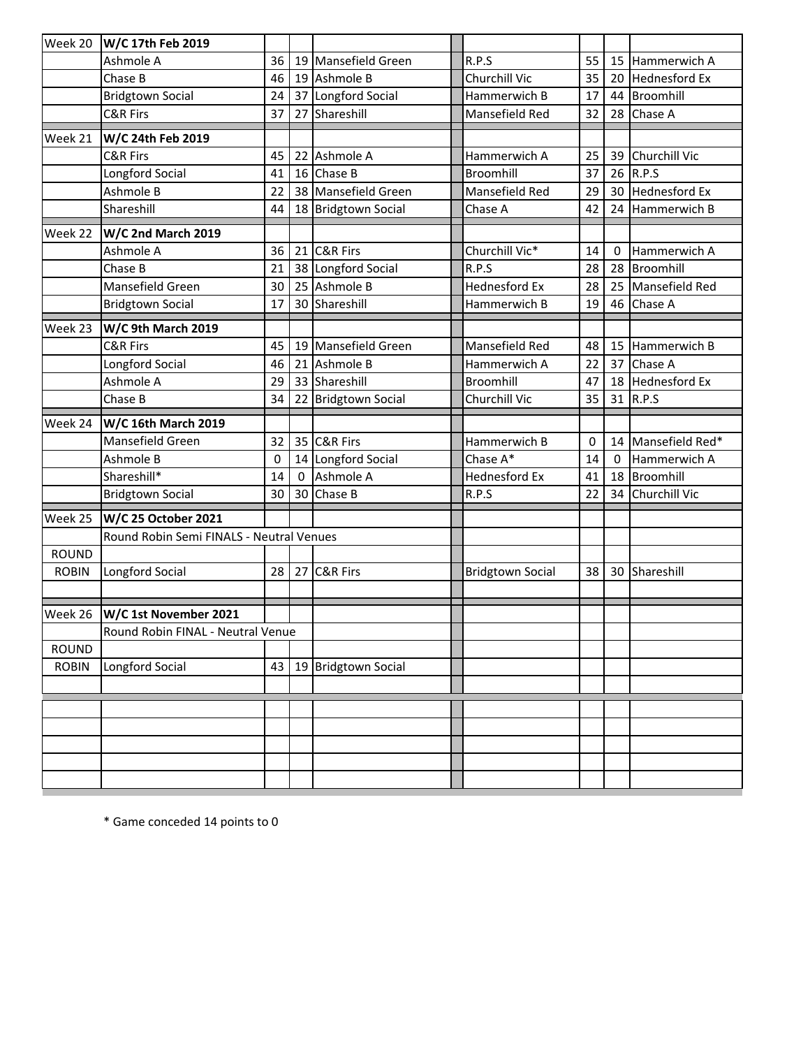| | | | | | | | | |
|---|---|---|---|---|---|---|---|---|
| Week 20 | **W/C 17th Feb 2019** | | | | | | | |
| | Ashmole A | 36 | 19 | Mansefield Green | R.P.S | 55 | 15 | Hammerwich A |
| | Chase B | 46 | 19 | Ashmole B | Churchill Vic | 35 | 20 | Hednesford Ex |
| | Bridgtown Social | 24 | 37 | Longford Social | Hammerwich B | 17 | 44 | Broomhill |
| | C&R Firs | 37 | 27 | Shareshill | Mansefield Red | 32 | 28 | Chase A |
| Week 21 | **W/C 24th Feb 2019** | | | | | | | |
| | C&R Firs | 45 | 22 | Ashmole A | Hammerwich A | 25 | 39 | Churchill Vic |
| | Longford Social | 41 | 16 | Chase B | Broomhill | 37 | 26 | R.P.S |
| | Ashmole B | 22 | 38 | Mansefield Green | Mansefield Red | 29 | 30 | Hednesford Ex |
| | Shareshill | 44 | 18 | Bridgtown Social | Chase A | 42 | 24 | Hammerwich B |
| Week 22 | **W/C 2nd March 2019** | | | | | | | |
| | Ashmole A | 36 | 21 | C&R Firs | Churchill Vic* | 14 | 0 | Hammerwich A |
| | Chase B | 21 | 38 | Longford Social | R.P.S | 28 | 28 | Broomhill |
| | Mansefield Green | 30 | 25 | Ashmole B | Hednesford Ex | 28 | 25 | Mansefield Red |
| | Bridgtown Social | 17 | 30 | Shareshill | Hammerwich B | 19 | 46 | Chase A |
| Week 23 | **W/C 9th March 2019** | | | | | | | |
| | C&R Firs | 45 | 19 | Mansefield Green | Mansefield Red | 48 | 15 | Hammerwich B |
| | Longford Social | 46 | 21 | Ashmole B | Hammerwich A | 22 | 37 | Chase A |
| | Ashmole A | 29 | 33 | Shareshill | Broomhill | 47 | 18 | Hednesford Ex |
| | Chase B | 34 | 22 | Bridgtown Social | Churchill Vic | 35 | 31 | R.P.S |
| Week 24 | **W/C 16th March 2019** | | | | | | | |
| | Mansefield Green | 32 | 35 | C&R Firs | Hammerwich B | 0 | 14 | Mansefield Red* |
| | Ashmole B | 0 | 14 | Longford Social | Chase A* | 14 | 0 | Hammerwich A |
| | Shareshill* | 14 | 0 | Ashmole A | Hednesford Ex | 41 | 18 | Broomhill |
| | Bridgtown Social | 30 | 30 | Chase B | R.P.S | 22 | 34 | Churchill Vic |
| Week 25 | **W/C 25 October 2021** | | | | | | | |
| | Round Robin Semi FINALS - Neutral Venues | | | | | | | |
| ROUND | | | | | | | | |
| ROBIN | Longford Social | 28 | 27 | C&R Firs | Bridgtown Social | 38 | 30 | Shareshill |
| Week 26 | **W/C 1st November 2021** | | | | | | | |
| | Round Robin FINAL - Neutral Venue | | | | | | | |
| ROUND | | | | | | | | |
| ROBIN | Longford Social | 43 | 19 | Bridgtown Social | | | | |

\* Game conceded 14 points to 0